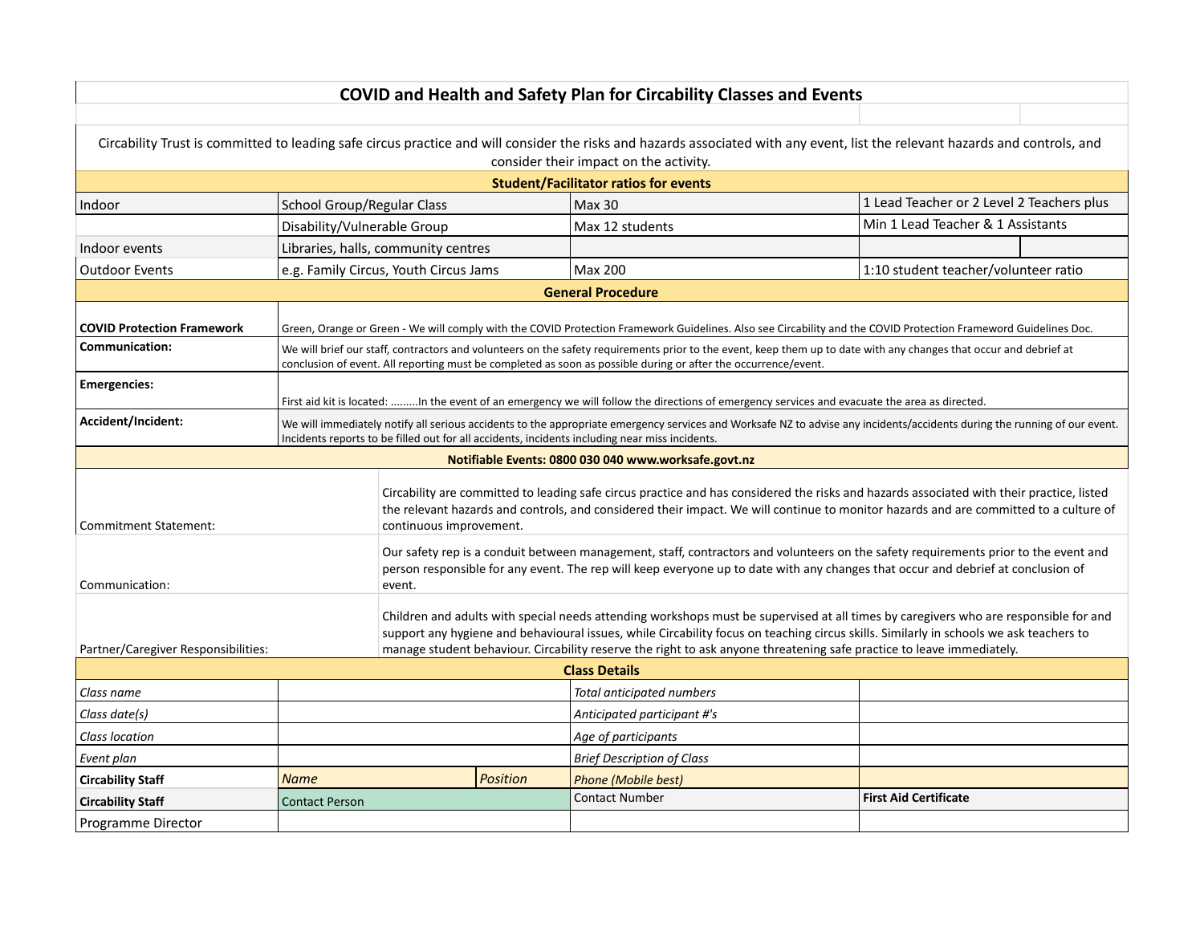# COVID and Health and Safety Plan for Circability Classes and Events

Circability Trust is committed to leading safe circus practice and will consider the risks and hazards associated with any event, list the relevant hazards and controls, and consider their impact on the activity.

| **Student/Facilitator ratios for events** | | | |
|---|---|---|---|
| Indoor | School Group/Regular Class | Max 30 | 1 Lead Teacher or 2 Level 2 Teachers plus |
| | Disability/Vulnerable Group | Max 12 students | Min 1 Lead Teacher & 1 Assistants |
| Indoor events | Libraries, halls, community centres | | |
| Outdoor Events | e.g. Family Circus, Youth Circus Jams | Max 200 | 1:10 student teacher/volunteer ratio |

| **General Procedure** | |
|---|---|
| **COVID Protection Framework** | Green, Orange or Green - We will comply with the COVID Protection Framework Guidelines. Also see Circability and the COVID Protection Frameword Guidelines Doc. |
| **Communication:** | We will brief our staff, contractors and volunteers on the safety requirements prior to the event, keep them up to date with any changes that occur and debrief at conclusion of event. All reporting must be completed as soon as possible during or after the occurrence/event. |
| **Emergencies:** | First aid kit is located: .........In the event of an emergency we will follow the directions of emergency services and evacuate the area as directed. |
| **Accident/Incident:** | We will immediately notify all serious accidents to the appropriate emergency services and Worksafe NZ to advise any incidents/accidents during the running of our event. Incidents reports to be filled out for all accidents, incidents including near miss incidents. |

| **Notifiable Events: 0800 030 040 www.worksafe.govt.nz** | |
|---|---|
| Commitment Statement: | Circability are committed to leading safe circus practice and has considered the risks and hazards associated with their practice, listed the relevant hazards and controls, and considered their impact. We will continue to monitor hazards and are committed to a culture of continuous improvement. |
| Communication: | Our safety rep is a conduit between management, staff, contractors and volunteers on the safety requirements prior to the event and person responsible for any event. The rep will keep everyone up to date with any changes that occur and debrief at conclusion of event. |
| Partner/Caregiver Responsibilities: | Children and adults with special needs attending workshops must be supervised at all times by caregivers who are responsible for and support any hygiene and behavioural issues, while Circability focus on teaching circus skills. Similarly in schools we ask teachers to manage student behaviour. Circability reserve the right to ask anyone threatening safe practice to leave immediately. |

| **Class Details** | | | | |
|---|---|---|---|---|
| *Class name* | | | *Total anticipated numbers* | |
| *Class date(s)* | | | *Anticipated participant #'s* | |
| *Class location* | | | *Age of participants* | |
| *Event plan* | | | *Brief Description of Class* | |
| **Circability Staff** | *Name* | *Position* | *Phone (Mobile best)* | |
| **Circability Staff** | Contact Person | | Contact Number | **First Aid Certificate** |
| Programme Director | | | | |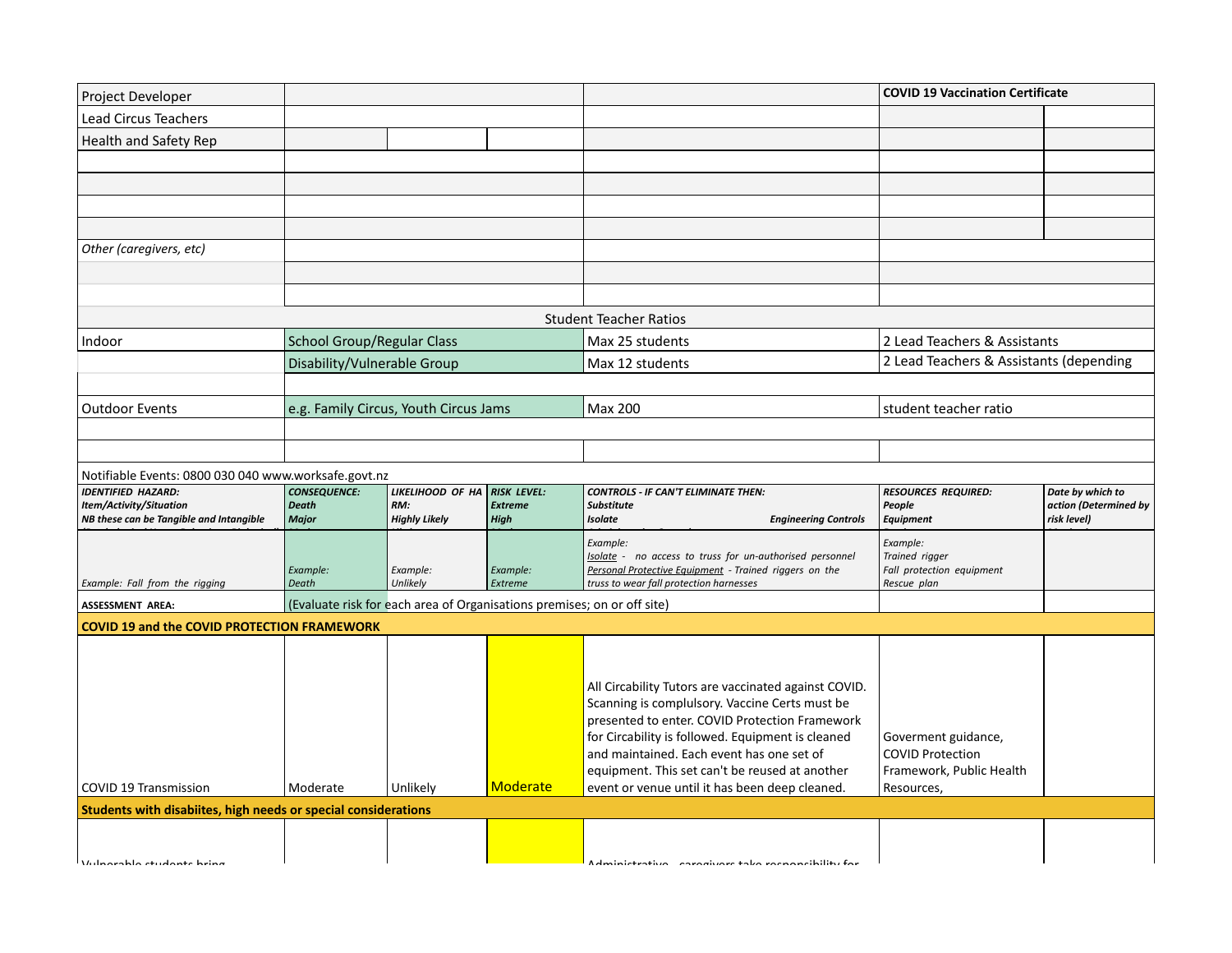| | | | | | | |
|---|---|---|---|---|---|---|
| Project Developer | | | | | **COVID 19 Vaccination Certificate** | |
| Lead Circus Teachers | | | | | | |
| Health and Safety Rep | | | | | | |
| | | | | | | |
| | | | | | | |
| | | | | | | |
| | | | | | | |
| *Other (caregivers, etc)* | | | | | | |
| | | | | | | |
| | | | | | | |
| Student Teacher Ratios | | | | | | |
| Indoor | School Group/Regular Class | | | Max 25 students | 2 Lead Teachers & Assistants | |
| | Disability/Vulnerable Group | | | Max 12 students | 2 Lead Teachers & Assistants (depending | |
| | | | | | | |
| Outdoor Events | e.g. Family Circus, Youth Circus Jams | | | Max 200 | student teacher ratio | |
| | | | | | | |
| | | | | | | |
| Notifiable Events: 0800 030 040 www.worksafe.govt.nz | | | | | | |
| ***IDENTIFIED HAZARD:*** ***Item/Activity/Situation*** ***NB these can be Tangible and Intangible*** | ***CONSEQUENCE:*** ***Death*** ***Major*** | ***LIKELIHOOD OF HARM:*** ***Highly Likely*** | ***RISK LEVEL:*** ***Extreme*** ***High*** | ***CONTROLS - IF CAN'T ELIMINATE THEN:*** ***Substitute*** ***Isolate*** ***Engineering Controls*** | ***RESOURCES REQUIRED:*** ***People*** ***Equipment*** | ***Date by which to action (Determined by risk level)*** |
| *Example: Fall from the rigging* | *Example: Death* | *Example: Unlikely* | *Example: Extreme* | *Example: Isolate - no access to truss for un-authorised personnel Personal Protective Equipment - Trained riggers on the truss to wear fall protection harnesses* | *Example: Trained rigger Fall protection equipment Rescue plan* | |
| **ASSESSMENT AREA:** | (Evaluate risk for each area of Organisations premises; on or off site) | | | | | |
| **COVID 19 and the COVID PROTECTION FRAMEWORK** | | | | | | |
| COVID 19 Transmission | Moderate | Unlikely | Moderate | All Circability Tutors are vaccinated against COVID. Scanning is complulsory. Vaccine Certs must be presented to enter. COVID Protection Framework for Circability is followed. Equipment is cleaned and maintained. Each event has one set of equipment. This set can't be reused at another event or venue until it has been deep cleaned. | Goverment guidance, COVID Protection Framework, Public Health Resources, | |
| **Students with disabiites, high needs or special considerations** | | | | | | |
| Vulnerable students bring | | | | Administrative - caregivers take responsibility for | | |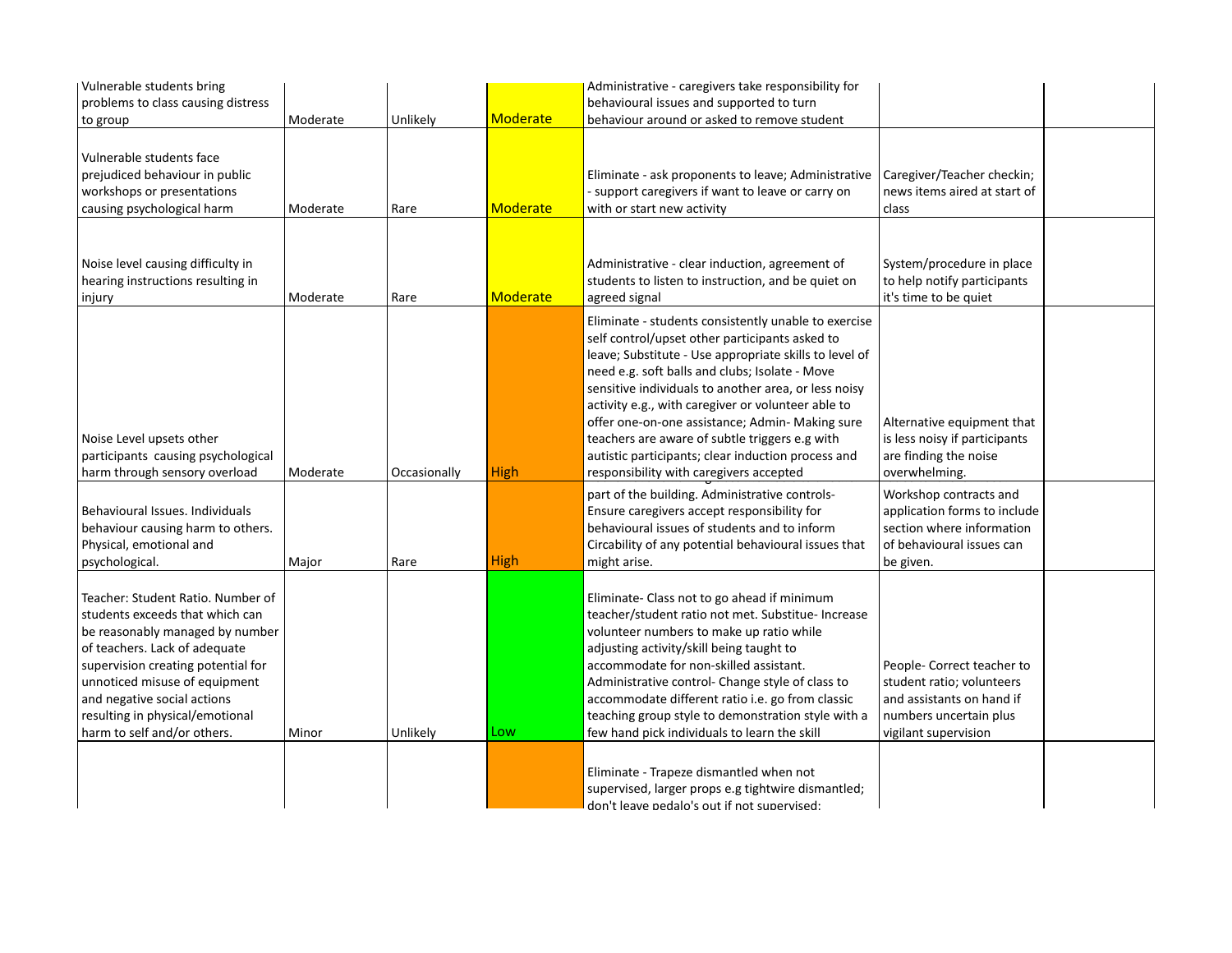| | | | | | | |
|---|---|---|---|---|---|---|
| Vulnerable students bring problems to class causing distress to group | Moderate | Unlikely | Moderate | Administrative - caregivers take responsibility for behavioural issues and supported to turn behaviour around or asked to remove student | | |
| Vulnerable students face prejudiced behaviour in public workshops or presentations causing psychological harm | Moderate | Rare | Moderate | Eliminate - ask proponents to leave; Administrative - support caregivers if want to leave or carry on with or start new activity | Caregiver/Teacher checkin; news items aired at start of class | |
| Noise level causing difficulty in hearing instructions resulting in injury | Moderate | Rare | Moderate | Administrative - clear induction, agreement of students to listen to instruction, and be quiet on agreed signal | System/procedure in place to help notify participants it's time to be quiet | |
| Noise Level upsets other participants causing psychological harm through sensory overload | Moderate | Occasionally | High | Eliminate - students consistently unable to exercise self control/upset other participants asked to leave; Substitute - Use appropriate skills to level of need e.g. soft balls and clubs; Isolate - Move sensitive individuals to another area, or less noisy activity e.g., with caregiver or volunteer able to offer one-on-one assistance; Admin- Making sure teachers are aware of subtle triggers e.g with autistic participants; clear induction process and responsibility with caregivers accepted | Alternative equipment that is less noisy if participants are finding the noise overwhelming. | |
| Behavioural Issues. Individuals behaviour causing harm to others. Physical, emotional and psychological. | Major | Rare | High | part of the building. Administrative controls- Ensure caregivers accept responsibility for behavioural issues of students and to inform Circability of any potential behavioural issues that might arise. | Workshop contracts and application forms to include section where information of behavioural issues can be given. | |
| Teacher: Student Ratio. Number of students exceeds that which can be reasonably managed by number of teachers. Lack of adequate supervision creating potential for unnoticed misuse of equipment and negative social actions resulting in physical/emotional harm to self and/or others. | Minor | Unlikely | Low | Eliminate- Class not to go ahead if minimum teacher/student ratio not met. Substitue- Increase volunteer numbers to make up ratio while adjusting activity/skill being taught to accommodate for non-skilled assistant. Administrative control- Change style of class to accommodate different ratio i.e. go from classic teaching group style to demonstration style with a few hand pick individuals to learn the skill | People- Correct teacher to student ratio; volunteers and assistants on hand if numbers uncertain plus vigilant supervision | |
| | | | | Eliminate - Trapeze dismantled when not supervised, larger props e.g tightwire dismantled; don't leave pedalo's out if not supervised; | | |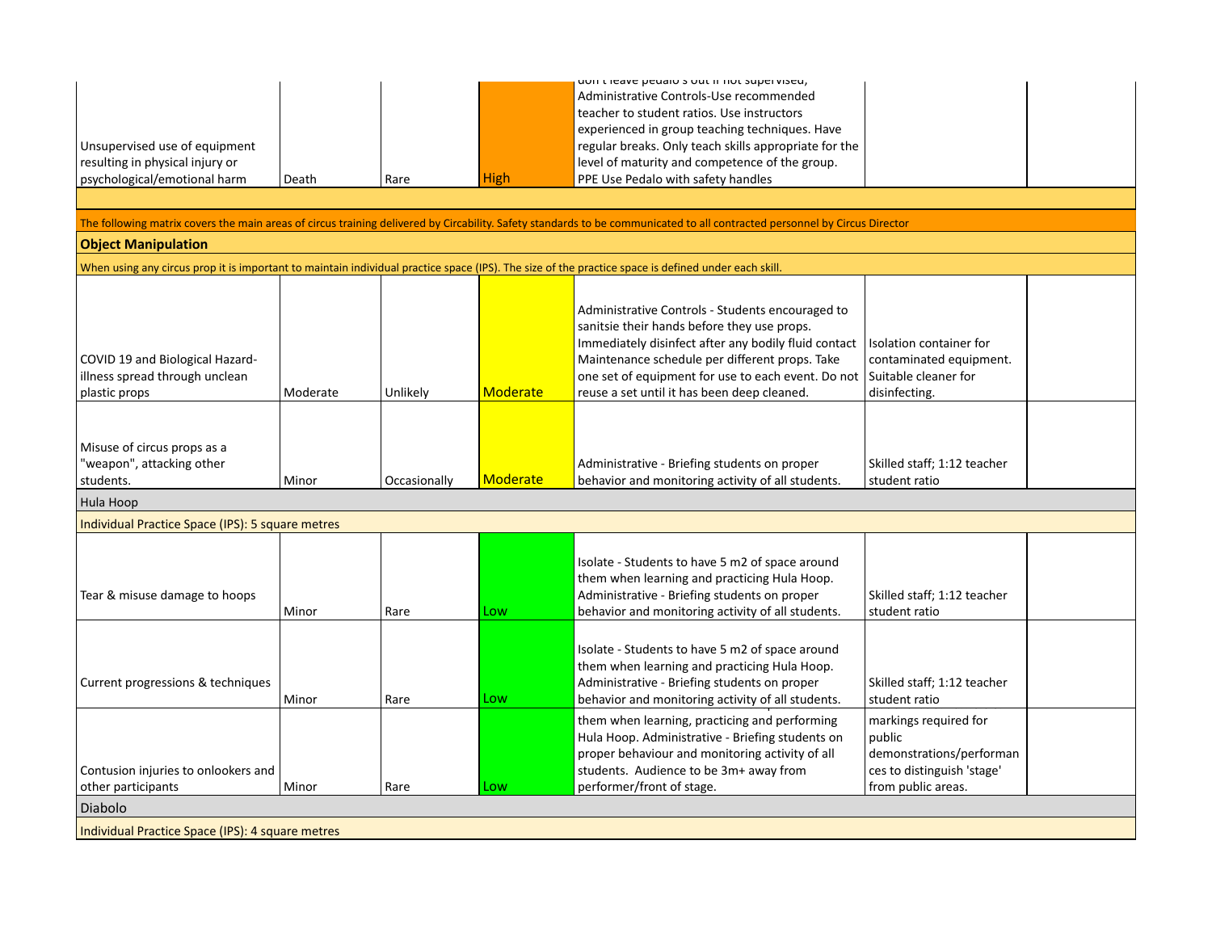| | | | | | | |
|---|---|---|---|---|---|---|
| Unsupervised use of equipment resulting in physical injury or psychological/emotional harm | Death | Rare | High | don't leave pedalo's out if not supervised, Administrative Controls-Use recommended teacher to student ratios. Use instructors experienced in group teaching techniques. Have regular breaks. Only teach skills appropriate for the level of maturity and competence of the group. PPE Use Pedalo with safety handles | | |
| | | | | | | |
| The following matrix covers the main areas of circus training delivered by Circability. Safety standards to be communicated to all contracted personnel by Circus Director | | | | | | |
| **Object Manipulation** | | | | | | |
| When using any circus prop it is important to maintain individual practice space (IPS). The size of the practice space is defined under each skill. | | | | | | |
| COVID 19 and Biological Hazard- illness spread through unclean plastic props | Moderate | Unlikely | Moderate | Administrative Controls - Students encouraged to sanitsie their hands before they use props. Immediately disinfect after any bodily fluid contact Maintenance schedule per different props. Take one set of equipment for use to each event. Do not reuse a set until it has been deep cleaned. | Isolation container for contaminated equipment. Suitable cleaner for disinfecting. | |
| Misuse of circus props as a "weapon", attacking other students. | Minor | Occasionally | Moderate | Administrative - Briefing students on proper behavior and monitoring activity of all students. | Skilled staff; 1:12 teacher student ratio | |
| Hula Hoop | | | | | | |
| Individual Practice Space (IPS): 5 square metres | | | | | | |
| Tear & misuse damage to hoops | Minor | Rare | Low | Isolate - Students to have 5 m2 of space around them when learning and practicing Hula Hoop. Administrative - Briefing students on proper behavior and monitoring activity of all students. | Skilled staff; 1:12 teacher student ratio | |
| Current progressions & techniques | Minor | Rare | Low | Isolate - Students to have 5 m2 of space around them when learning and practicing Hula Hoop. Administrative - Briefing students on proper behavior and monitoring activity of all students. | Skilled staff; 1:12 teacher student ratio | |
| Contusion injuries to onlookers and other participants | Minor | Rare | Low | them when learning, practicing and performing Hula Hoop. Administrative - Briefing students on proper behaviour and monitoring activity of all students. Audience to be 3m+ away from performer/front of stage. | markings required for public demonstrations/performances to distinguish 'stage' from public areas. | |
| Diabolo | | | | | | |
| Individual Practice Space (IPS): 4 square metres | | | | | | |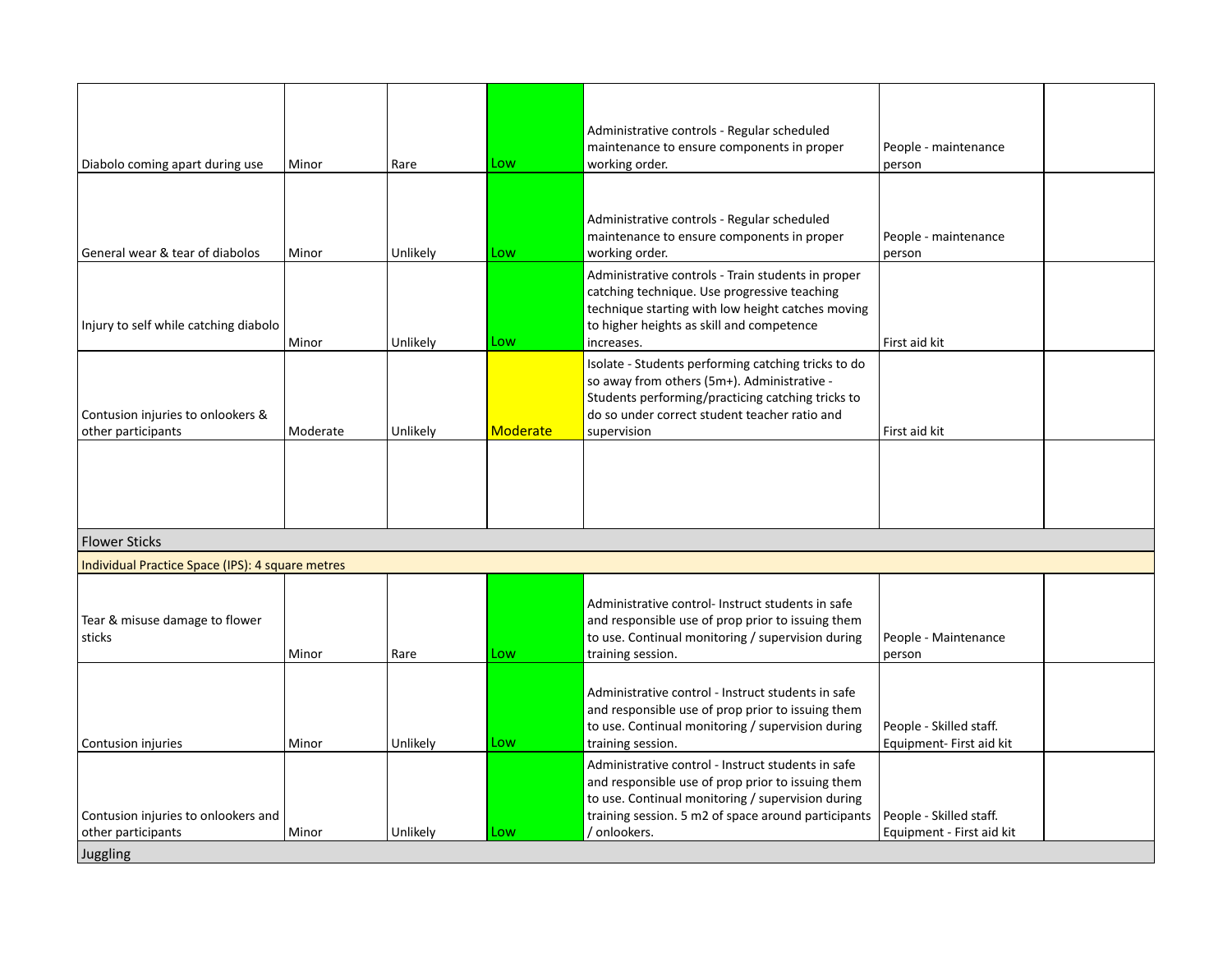| | | | | | | |
|---|---|---|---|---|---|---|
| Diabolo coming apart during use | Minor | Rare | Low | Administrative controls - Regular scheduled maintenance to ensure components in proper working order. | People - maintenance person | |
| General wear & tear of diabolos | Minor | Unlikely | Low | Administrative controls - Regular scheduled maintenance to ensure components in proper working order. | People - maintenance person | |
| Injury to self while catching diabolo | Minor | Unlikely | Low | Administrative controls - Train students in proper catching technique. Use progressive teaching technique starting with low height catches moving to higher heights as skill and competence increases. | First aid kit | |
| Contusion injuries to onlookers & other participants | Moderate | Unlikely | Moderate | Isolate - Students performing catching tricks to do so away from others (5m+). Administrative - Students performing/practicing catching tricks to do so under correct student teacher ratio and supervision | First aid kit | |
| | | | | | | |
| **Flower Sticks** | | | | | | |
| Individual Practice Space (IPS): 4 square metres | | | | | | |
| Tear & misuse damage to flower sticks | Minor | Rare | Low | Administrative control- Instruct students in safe and responsible use of prop prior to issuing them to use. Continual monitoring / supervision during training session. | People - Maintenance person | |
| Contusion injuries | Minor | Unlikely | Low | Administrative control - Instruct students in safe and responsible use of prop prior to issuing them to use. Continual monitoring / supervision during training session. | People - Skilled staff. Equipment- First aid kit | |
| Contusion injuries to onlookers and other participants | Minor | Unlikely | Low | Administrative control - Instruct students in safe and responsible use of prop prior to issuing them to use. Continual monitoring / supervision during training session. 5 m2 of space around participants / onlookers. | People - Skilled staff. Equipment - First aid kit | |
| **Juggling** | | | | | | |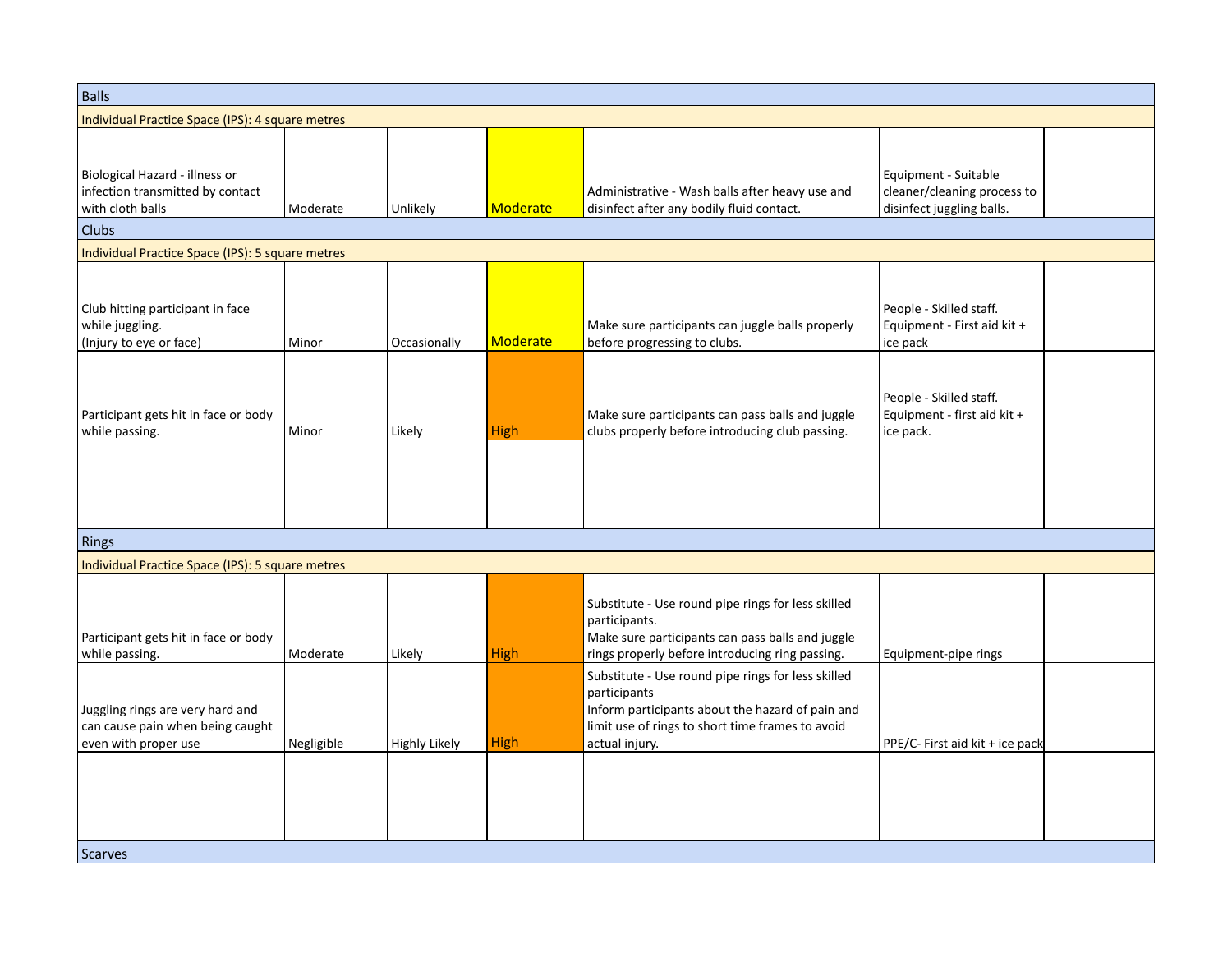| | | | | | | |
|---|---|---|---|---|---|---|
| Balls | | | | | | |
| Individual Practice Space (IPS): 4 square metres | | | | | | |
| Biological Hazard - illness or infection transmitted by contact with cloth balls | Moderate | Unlikely | Moderate | Administrative - Wash balls after heavy use and disinfect after any bodily fluid contact. | Equipment - Suitable cleaner/cleaning process to disinfect juggling balls. | |
| Clubs | | | | | | |
| Individual Practice Space (IPS): 5 square metres | | | | | | |
| Club hitting participant in face while juggling.<br>(Injury to eye or face) | Minor | Occasionally | Moderate | Make sure participants can juggle balls properly before progressing to clubs. | People - Skilled staff.<br>Equipment - First aid kit + ice pack | |
| Participant gets hit in face or body while passing. | Minor | Likely | High | Make sure participants can pass balls and juggle clubs properly before introducing club passing. | People - Skilled staff.<br>Equipment - first aid kit + ice pack. | |
| | | | | | | |
| Rings | | | | | | |
| Individual Practice Space (IPS): 5 square metres | | | | | | |
| Participant gets hit in face or body while passing. | Moderate | Likely | High | Substitute - Use round pipe rings for less skilled participants.<br>Make sure participants can pass balls and juggle rings properly before introducing ring passing. | Equipment-pipe rings | |
| Juggling rings are very hard and can cause pain when being caught even with proper use | Negligible | Highly Likely | High | Substitute - Use round pipe rings for less skilled participants<br>Inform participants about the hazard of pain and limit use of rings to short time frames to avoid actual injury. | PPE/C- First aid kit + ice pack | |
| | | | | | | |
| Scarves | | | | | | |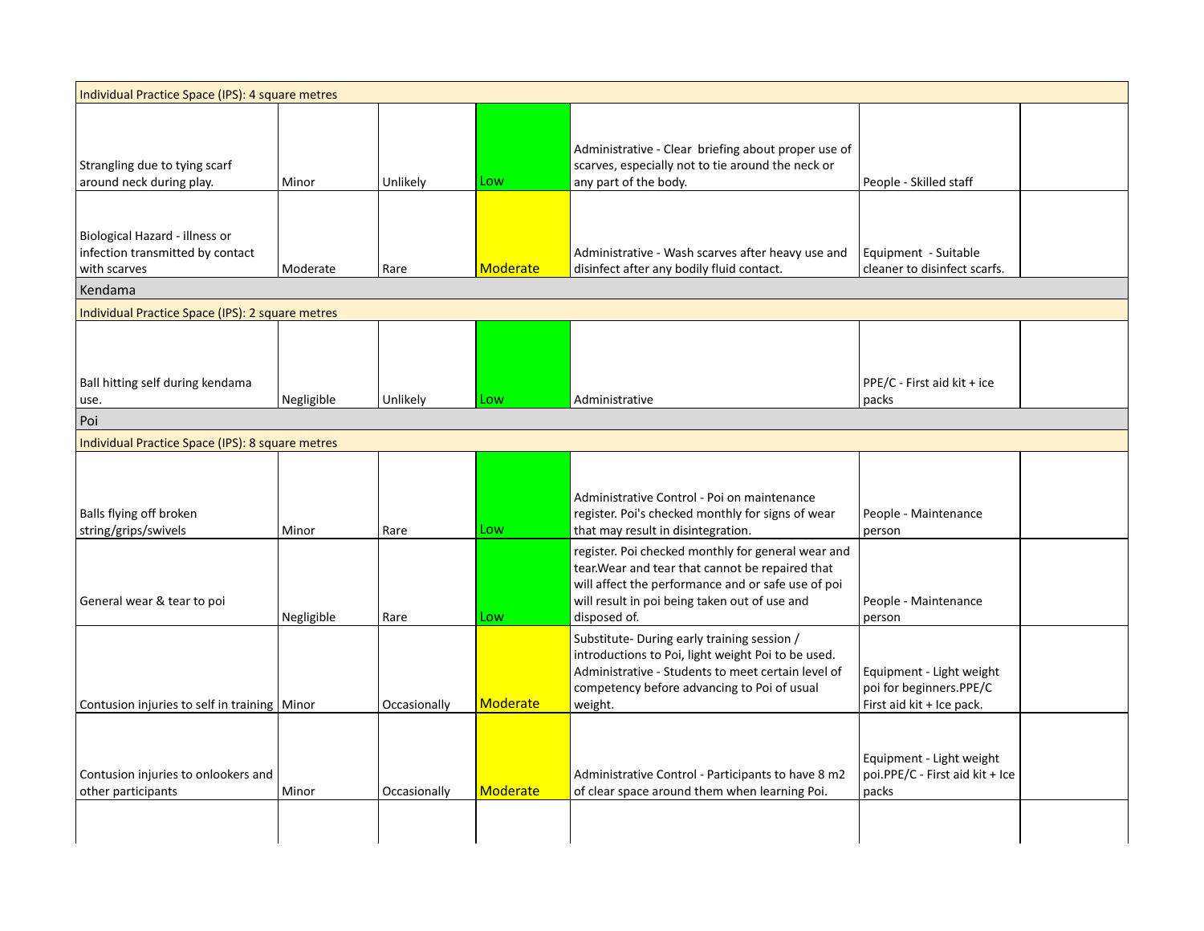| Individual Practice Space (IPS): 4 square metres | | | | | | |
|---|---|---|---|---|---|---|
| Strangling due to tying scarf around neck during play. | Minor | Unlikely | Low | Administrative - Clear briefing about proper use of scarves, especially not to tie around the neck or any part of the body. | People - Skilled staff | |
| Biological Hazard - illness or infection transmitted by contact with scarves | Moderate | Rare | Moderate | Administrative - Wash scarves after heavy use and disinfect after any bodily fluid contact. | Equipment - Suitable cleaner to disinfect scarfs. | |
| Kendama | | | | | | |
| Individual Practice Space (IPS): 2 square metres | | | | | | |
| Ball hitting self during kendama use. | Negligible | Unlikely | Low | Administrative | PPE/C - First aid kit + ice packs | |
| Poi | | | | | | |
| Individual Practice Space (IPS): 8 square metres | | | | | | |
| Balls flying off broken string/grips/swivels | Minor | Rare | Low | Administrative Control - Poi on maintenance register. Poi's checked monthly for signs of wear that may result in disintegration. | People - Maintenance person | |
| General wear & tear to poi | Negligible | Rare | Low | register. Poi checked monthly for general wear and tear.Wear and tear that cannot be repaired that will affect the performance and or safe use of poi will result in poi being taken out of use and disposed of. | People - Maintenance person | |
| Contusion injuries to self in training | Minor | Occasionally | Moderate | Substitute- During early training session / introductions to Poi, light weight Poi to be used. Administrative - Students to meet certain level of competency before advancing to Poi of usual weight. | Equipment - Light weight poi for beginners.PPE/C First aid kit + Ice pack. | |
| Contusion injuries to onlookers and other participants | Minor | Occasionally | Moderate | Administrative Control - Participants to have 8 m2 of clear space around them when learning Poi. | Equipment - Light weight poi.PPE/C - First aid kit + Ice packs | |
| | | | | | | |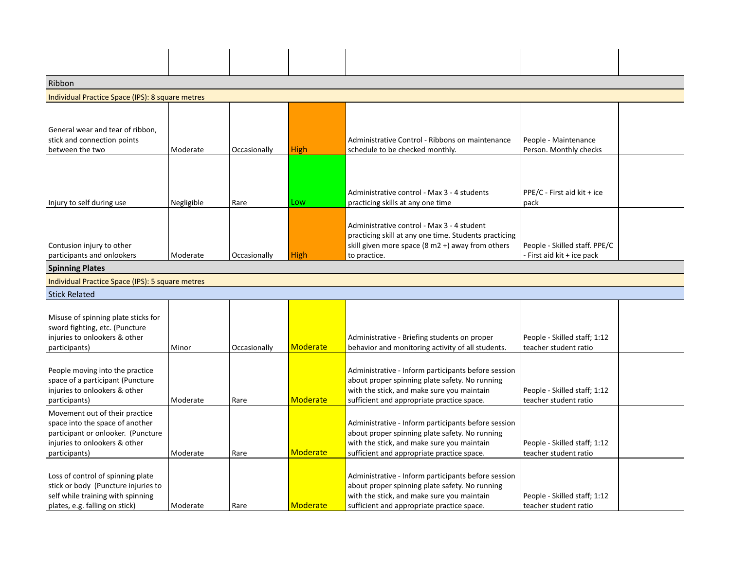| | | | | | | |
|---|---|---|---|---|---|---|
| Ribbon | | | | | | |
| Individual Practice Space (IPS): 8 square metres | | | | | | |
| General wear and tear of ribbon, stick and connection points between the two | Moderate | Occasionally | High | Administrative Control - Ribbons on maintenance schedule to be checked monthly. | People - Maintenance Person. Monthly checks | |
| Injury to self during use | Negligible | Rare | Low | Administrative control - Max 3 - 4 students practicing skills at any one time | PPE/C - First aid kit + ice pack | |
| Contusion injury to other participants and onlookers | Moderate | Occasionally | High | Administrative control - Max 3 - 4 student practicing skill at any one time. Students practicing skill given more space (8 m2 +) away from others to practice. | People - Skilled staff. PPE/C - First aid kit + ice pack | |
| **Spinning Plates** | | | | | | |
| Individual Practice Space (IPS): 5 square metres | | | | | | |
| Stick Related | | | | | | |
| Misuse of spinning plate sticks for sword fighting, etc. (Puncture injuries to onlookers & other participants) | Minor | Occasionally | Moderate | Administrative - Briefing students on proper behavior and monitoring activity of all students. | People - Skilled staff; 1:12 teacher student ratio | |
| People moving into the practice space of a participant (Puncture injuries to onlookers & other participants) | Moderate | Rare | Moderate | Administrative - Inform participants before session about proper spinning plate safety. No running with the stick, and make sure you maintain sufficient and appropriate practice space. | People - Skilled staff; 1:12 teacher student ratio | |
| Movement out of their practice space into the space of another participant or onlooker. (Puncture injuries to onlookers & other participants) | Moderate | Rare | Moderate | Administrative - Inform participants before session about proper spinning plate safety. No running with the stick, and make sure you maintain sufficient and appropriate practice space. | People - Skilled staff; 1:12 teacher student ratio | |
| Loss of control of spinning plate stick or body (Puncture injuries to self while training with spinning plates, e.g. falling on stick) | Moderate | Rare | Moderate | Administrative - Inform participants before session about proper spinning plate safety. No running with the stick, and make sure you maintain sufficient and appropriate practice space. | People - Skilled staff; 1:12 teacher student ratio | |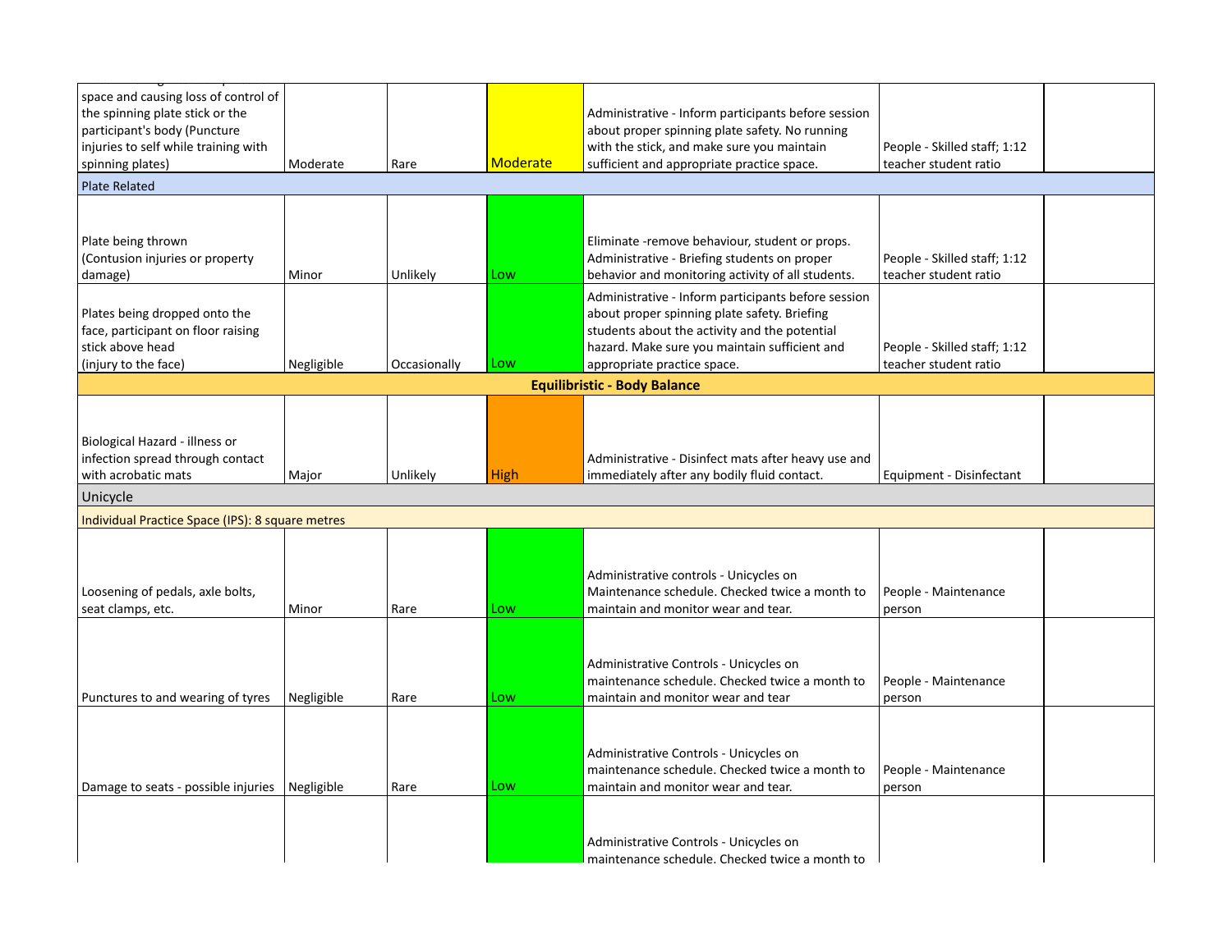| | | | | | | |
|---|---|---|---|---|---|---|
| space and causing loss of control of the spinning plate stick or the participant's body (Puncture injuries to self while training with spinning plates) | Moderate | Rare | Moderate | Administrative - Inform participants before session about proper spinning plate safety. No running with the stick, and make sure you maintain sufficient and appropriate practice space. | People - Skilled staff; 1:12 teacher student ratio | |
| Plate Related | | | | | | |
| Plate being thrown (Contusion injuries or property damage) | Minor | Unlikely | Low | Eliminate -remove behaviour, student or props. Administrative - Briefing students on proper behavior and monitoring activity of all students. | People - Skilled staff; 1:12 teacher student ratio | |
| Plates being dropped onto the face, participant on floor raising stick above head (injury to the face) | Negligible | Occasionally | Low | Administrative - Inform participants before session about proper spinning plate safety. Briefing students about the activity and the potential hazard. Make sure you maintain sufficient and appropriate practice space. | People - Skilled staff; 1:12 teacher student ratio | |
| **Equilibristic - Body Balance** | | | | | | |
| Biological Hazard - illness or infection spread through contact with acrobatic mats | Major | Unlikely | High | Administrative - Disinfect mats after heavy use and immediately after any bodily fluid contact. | Equipment - Disinfectant | |
| Unicycle | | | | | | |
| Individual Practice Space (IPS): 8 square metres | | | | | | |
| Loosening of pedals, axle bolts, seat clamps, etc. | Minor | Rare | Low | Administrative controls - Unicycles on Maintenance schedule. Checked twice a month to maintain and monitor wear and tear. | People - Maintenance person | |
| Punctures to and wearing of tyres | Negligible | Rare | Low | Administrative Controls - Unicycles on maintenance schedule. Checked twice a month to maintain and monitor wear and tear | People - Maintenance person | |
| Damage to seats - possible injuries | Negligible | Rare | Low | Administrative Controls - Unicycles on maintenance schedule. Checked twice a month to maintain and monitor wear and tear. | People - Maintenance person | |
| | | | | Administrative Controls - Unicycles on maintenance schedule. Checked twice a month to | | |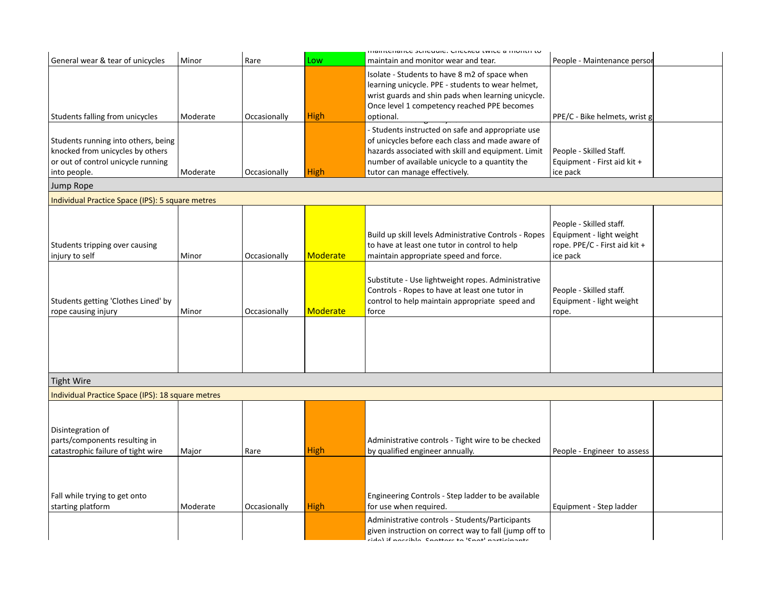| | | | | | | |
|---|---|---|---|---|---|---|
| General wear & tear of unicycles | Minor | Rare | Low | maintenance schedule. Checked twice a month to maintain and monitor wear and tear. | People - Maintenance person | |
| Students falling from unicycles | Moderate | Occasionally | High | Isolate - Students to have 8 m2 of space when learning unicycle. PPE - students to wear helmet, wrist guards and shin pads when learning unicycle. Once level 1 competency reached PPE becomes optional. | PPE/C - Bike helmets, wrist g | |
| Students running into others, being knocked from unicycles by others or out of control unicycle running into people. | Moderate | Occasionally | High | - Students instructed on safe and appropriate use of unicycles before each class and made aware of hazards associated with skill and equipment. Limit number of available unicycle to a quantity the tutor can manage effectively. | People - Skilled Staff. Equipment - First aid kit + ice pack | |
| **Jump Rope** | | | | | | |
| Individual Practice Space (IPS): 5 square metres | | | | | | |
| Students tripping over causing injury to self | Minor | Occasionally | Moderate | Build up skill levels Administrative Controls - Ropes to have at least one tutor in control to help maintain appropriate speed and force. | People - Skilled staff. Equipment - light weight rope. PPE/C - First aid kit + ice pack | |
| Students getting 'Clothes Lined' by rope causing injury | Minor | Occasionally | Moderate | Substitute - Use lightweight ropes. Administrative Controls - Ropes to have at least one tutor in control to help maintain appropriate speed and force | People - Skilled staff. Equipment - light weight rope. | |
| | | | | | | |
| **Tight Wire** | | | | | | |
| Individual Practice Space (IPS): 18 square metres | | | | | | |
| Disintegration of parts/components resulting in catastrophic failure of tight wire | Major | Rare | High | Administrative controls - Tight wire to be checked by qualified engineer annually. | People - Engineer to assess | |
| Fall while trying to get onto starting platform | Moderate | Occasionally | High | Engineering Controls - Step ladder to be available for use when required. | Equipment - Step ladder | |
| | | | | Administrative controls - Students/Participants given instruction on correct way to fall (jump off to side) if possible. Spotters to 'Spot' participants | | |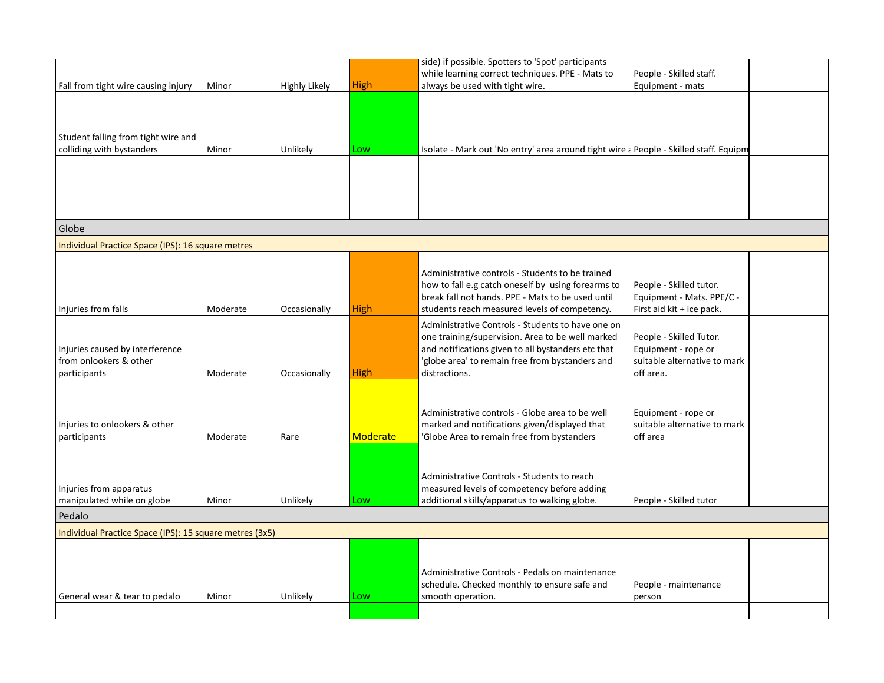| | | | | | | |
|---|---|---|---|---|---|---|
| Fall from tight wire causing injury | Minor | Highly Likely | High | side) if possible. Spotters to 'Spot' participants while learning correct techniques. PPE - Mats to always be used with tight wire. | People - Skilled staff. Equipment - mats | |
| Student falling from tight wire and colliding with bystanders | Minor | Unlikely | Low | Isolate - Mark out 'No entry' area around tight wire a | People - Skilled staff. Equipm | |
| | | | | | | |
| Globe | | | | | | |
| Individual Practice Space (IPS): 16 square metres | | | | | | |
| Injuries from falls | Moderate | Occasionally | High | Administrative controls - Students to be trained how to fall e.g catch oneself by using forearms to break fall not hands. PPE - Mats to be used until students reach measured levels of competency. | People - Skilled tutor. Equipment - Mats. PPE/C - First aid kit + ice pack. | |
| Injuries caused by interference from onlookers & other participants | Moderate | Occasionally | High | Administrative Controls - Students to have one on one training/supervision. Area to be well marked and notifications given to all bystanders etc that 'globe area' to remain free from bystanders and distractions. | People - Skilled Tutor. Equipment - rope or suitable alternative to mark off area. | |
| Injuries to onlookers & other participants | Moderate | Rare | Moderate | Administrative controls - Globe area to be well marked and notifications given/displayed that 'Globe Area to remain free from bystanders | Equipment - rope or suitable alternative to mark off area | |
| Injuries from apparatus manipulated while on globe | Minor | Unlikely | Low | Administrative Controls - Students to reach measured levels of competency before adding additional skills/apparatus to walking globe. | People - Skilled tutor | |
| Pedalo | | | | | | |
| Individual Practice Space (IPS): 15 square metres (3x5) | | | | | | |
| General wear & tear to pedalo | Minor | Unlikely | Low | Administrative Controls - Pedals on maintenance schedule. Checked monthly to ensure safe and smooth operation. | People - maintenance person | |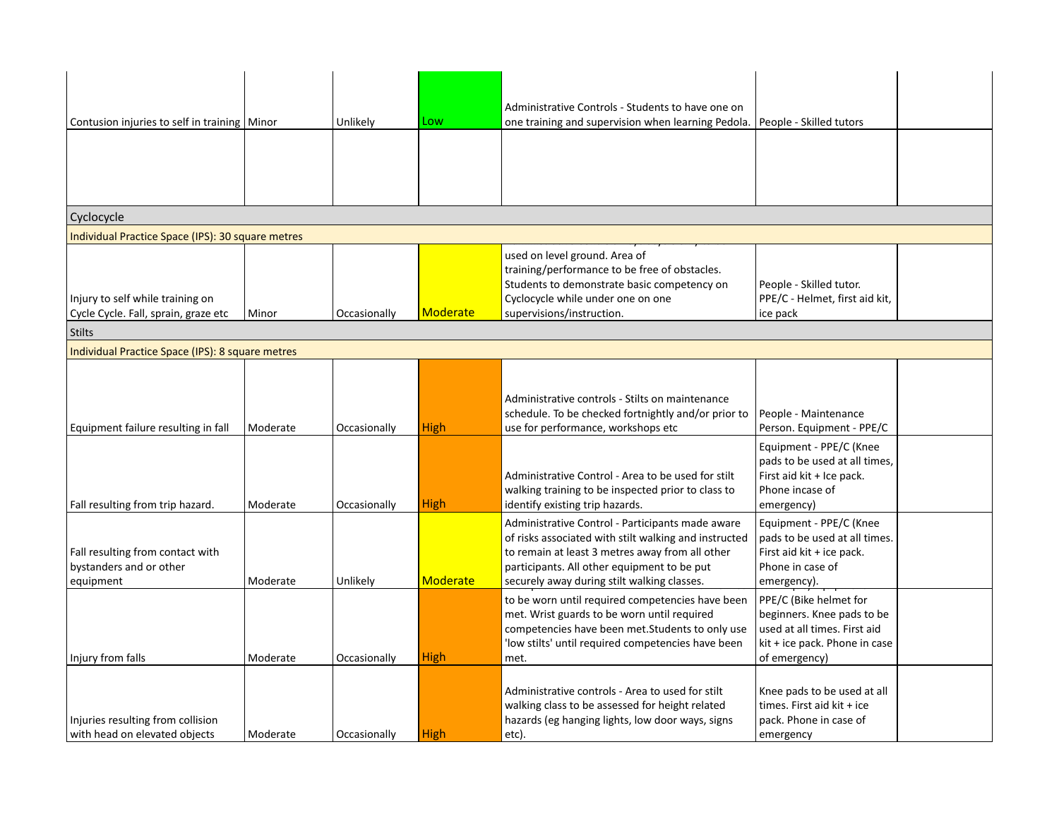| | | | | | | |
|---|---|---|---|---|---|---|
| Contusion injuries to self in training | Minor | Unlikely | Low | Administrative Controls - Students to have one on one training and supervision when learning Pedola. | People - Skilled tutors | |
| | | | | | | |
| Cyclocycle | | | | | | |
| Individual Practice Space (IPS): 30 square metres | | | | | | |
| Injury to self while training on Cycle Cycle. Fall, sprain, graze etc | Minor | Occasionally | Moderate | used on level ground. Area of training/performance to be free of obstacles. Students to demonstrate basic competency on Cyclocycle while under one on one supervisions/instruction. | People - Skilled tutor. PPE/C - Helmet, first aid kit, ice pack | |
| Stilts | | | | | | |
| Individual Practice Space (IPS): 8 square metres | | | | | | |
| Equipment failure resulting in fall | Moderate | Occasionally | High | Administrative controls - Stilts on maintenance schedule. To be checked fortnightly and/or prior to use for performance, workshops etc | People - Maintenance Person. Equipment - PPE/C | |
| Fall resulting from trip hazard. | Moderate | Occasionally | High | Administrative Control - Area to be used for stilt walking training to be inspected prior to class to identify existing trip hazards. | Equipment - PPE/C (Knee pads to be used at all times, First aid kit + Ice pack. Phone incase of emergency) | |
| Fall resulting from contact with bystanders and or other equipment | Moderate | Unlikely | Moderate | Administrative Control - Participants made aware of risks associated with stilt walking and instructed to remain at least 3 metres away from all other participants. All other equipment to be put securely away during stilt walking classes. | Equipment - PPE/C (Knee pads to be used at all times. First aid kit + ice pack. Phone in case of emergency). | |
| Injury from falls | Moderate | Occasionally | High | to be worn until required competencies have been met. Wrist guards to be worn until required competencies have been met.Students to only use 'low stilts' until required competencies have been met. | PPE/C (Bike helmet for beginners. Knee pads to be used at all times. First aid kit + ice pack. Phone in case of emergency) | |
| Injuries resulting from collision with head on elevated objects | Moderate | Occasionally | High | Administrative controls - Area to used for stilt walking class to be assessed for height related hazards (eg hanging lights, low door ways, signs etc). | Knee pads to be used at all times. First aid kit + ice pack. Phone in case of emergency | |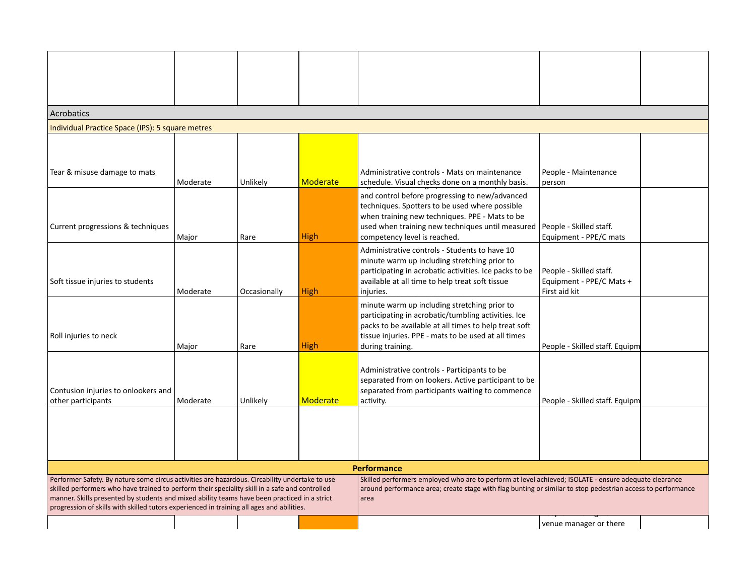| | | | | | | |
|---|---|---|---|---|---|---|
| | | | | | | |
| Acrobatics | | | | | | |
| Individual Practice Space (IPS): 5 square metres | | | | | | |
| Tear & misuse damage to mats | Moderate | Unlikely | Moderate | Administrative controls - Mats on maintenance schedule. Visual checks done on a monthly basis. | People - Maintenance person | |
| Current progressions & techniques | Major | Rare | High | and control before progressing to new/advanced techniques. Spotters to be used where possible when training new techniques. PPE - Mats to be used when training new techniques until measured competency level is reached. | People - Skilled staff. Equipment - PPE/C mats | |
| Soft tissue injuries to students | Moderate | Occasionally | High | Administrative controls - Students to have 10 minute warm up including stretching prior to participating in acrobatic activities. Ice packs to be available at all time to help treat soft tissue injuries. | People - Skilled staff. Equipment - PPE/C Mats + First aid kit | |
| Roll injuries to neck | Major | Rare | High | minute warm up including stretching prior to participating in acrobatic/tumbling activities. Ice packs to be available at all times to help treat soft tissue injuries. PPE - mats to be used at all times during training. | People - Skilled staff. Equipm | |
| Contusion injuries to onlookers and other participants | Moderate | Unlikely | Moderate | Administrative controls - Participants to be separated from on lookers. Active participant to be separated from participants waiting to commence activity. | People - Skilled staff. Equipm | |
| | | | | | | |
| **Performance** | | | | | | |
| Performer Safety. By nature some circus activities are hazardous. Circability undertake to use skilled performers who have trained to perform their speciality skill in a safe and controlled manner. Skills presented by students and mixed ability teams have been practiced in a strict progression of skills with skilled tutors experienced in training all ages and abilities. | | | | Skilled performers employed who are to perform at level achieved; ISOLATE - ensure adequate clearance around performance area; create stage with flag bunting or similar to stop pedestrian access to performance area | | |
| | | | | | venue manager or there | |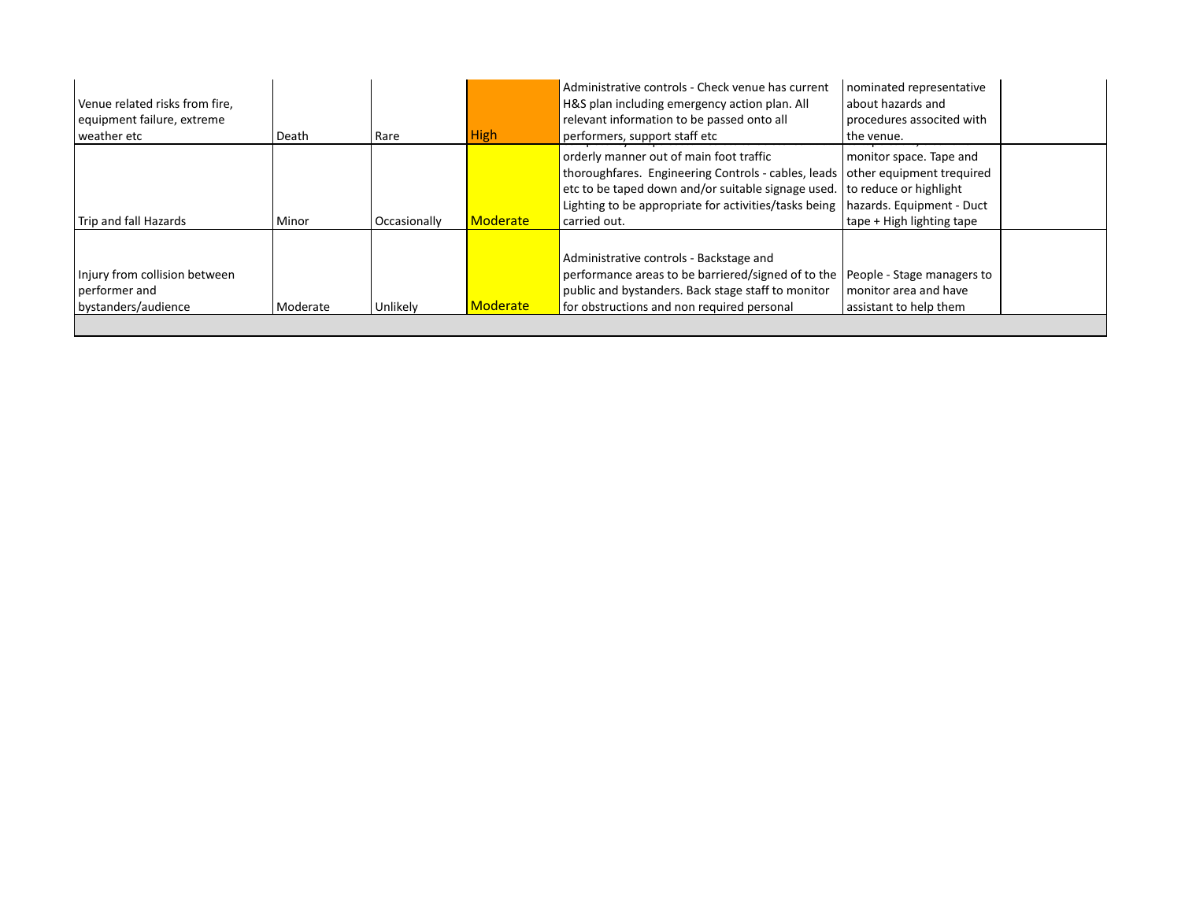| | | | | | | |
|---|---|---|---|---|---|---|
| Venue related risks from fire, equipment failure, extreme weather etc | Death | Rare | High | Administrative controls - Check venue has current H&S plan including emergency action plan. All relevant information to be passed onto all performers, support staff etc | nominated representative about hazards and procedures associted with the venue. | |
| Trip and fall Hazards | Minor | Occasionally | Moderate | orderly manner out of main foot traffic thoroughfares. Engineering Controls - cables, leads etc to be taped down and/or suitable signage used. Lighting to be appropriate for activities/tasks being carried out. | monitor space. Tape and other equipment trequired to reduce or highlight hazards. Equipment - Duct tape + High lighting tape | |
| Injury from collision between performer and bystanders/audience | Moderate | Unlikely | Moderate | Administrative controls - Backstage and performance areas to be barriered/signed of to the public and bystanders. Back stage staff to monitor for obstructions and non required personal | People - Stage managers to monitor area and have assistant to help them | |